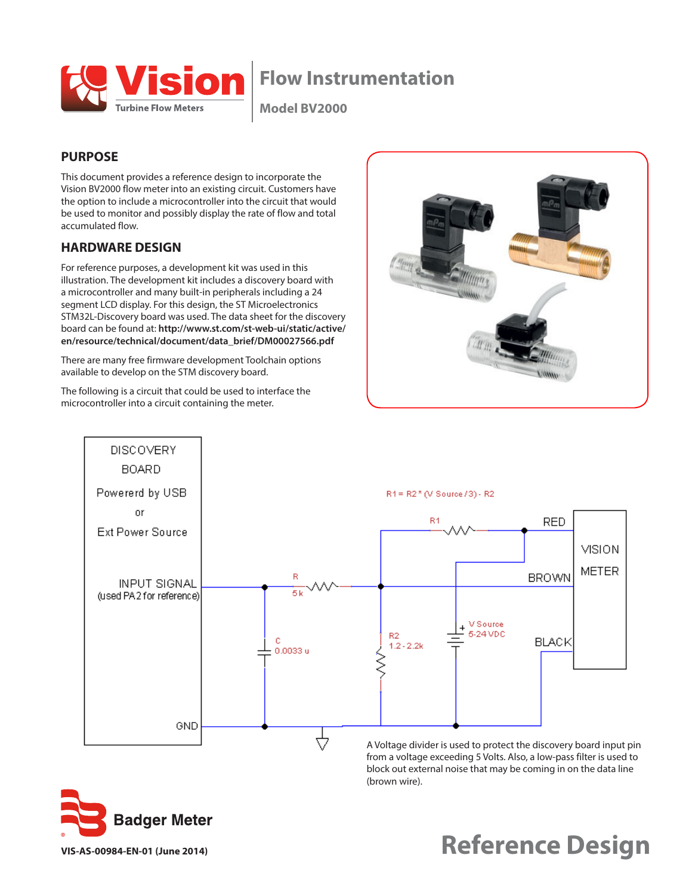# Vision

Turbine Flow Meters

## Flow Instrumentation

Model BV2000

## PURPOSE

This document provides a reference design to incorporate the Vision BV2000 flow meter into an existing circuit. Customers have the option to include a microcontroller into the circuit that would be used to monitor and possibly display the rate of flow and total accumulated flow.

## HARDWARE DESIGN

For reference purposes, a development kit was used in this illustration. The development kit includes a discovery board with a microcontroller and many built-in peripherals including a 24 segment LCD display. For this design, the ST Microelectronics STM32L-Discovery board was used. The data sheet for the discovery board can be found at: **http://www.st.com/st-web-ui/static/active/en/resource/technical/document/data_brief/DM00027566.pdf**

There are many free firmware development Toolchain options available to develop on the STM discovery board.

The following is a circuit that could be used to interface the microcontroller into a circuit containing the meter.

DISCOVERY BOARD
Powererd by USB
or
Ext Power Source

INPUT SIGNAL
(used PA2 for reference)

GND

R1 = R2 * (V Source / 3) - R2

R1

RED

VISION METER

BROWN

R 5 k

C 0.0033 u

R2 1.2 - 2.2k

V Source 5-24 VDC

BLACK

A Voltage divider is used to protect the discovery board input pin from a voltage exceeding 5 Volts. Also, a low-pass filter is used to block out external noise that may be coming in on the data line (brown wire).

Badger Meter

VIS-AS-00984-EN-01 (June 2014)

**Reference Design**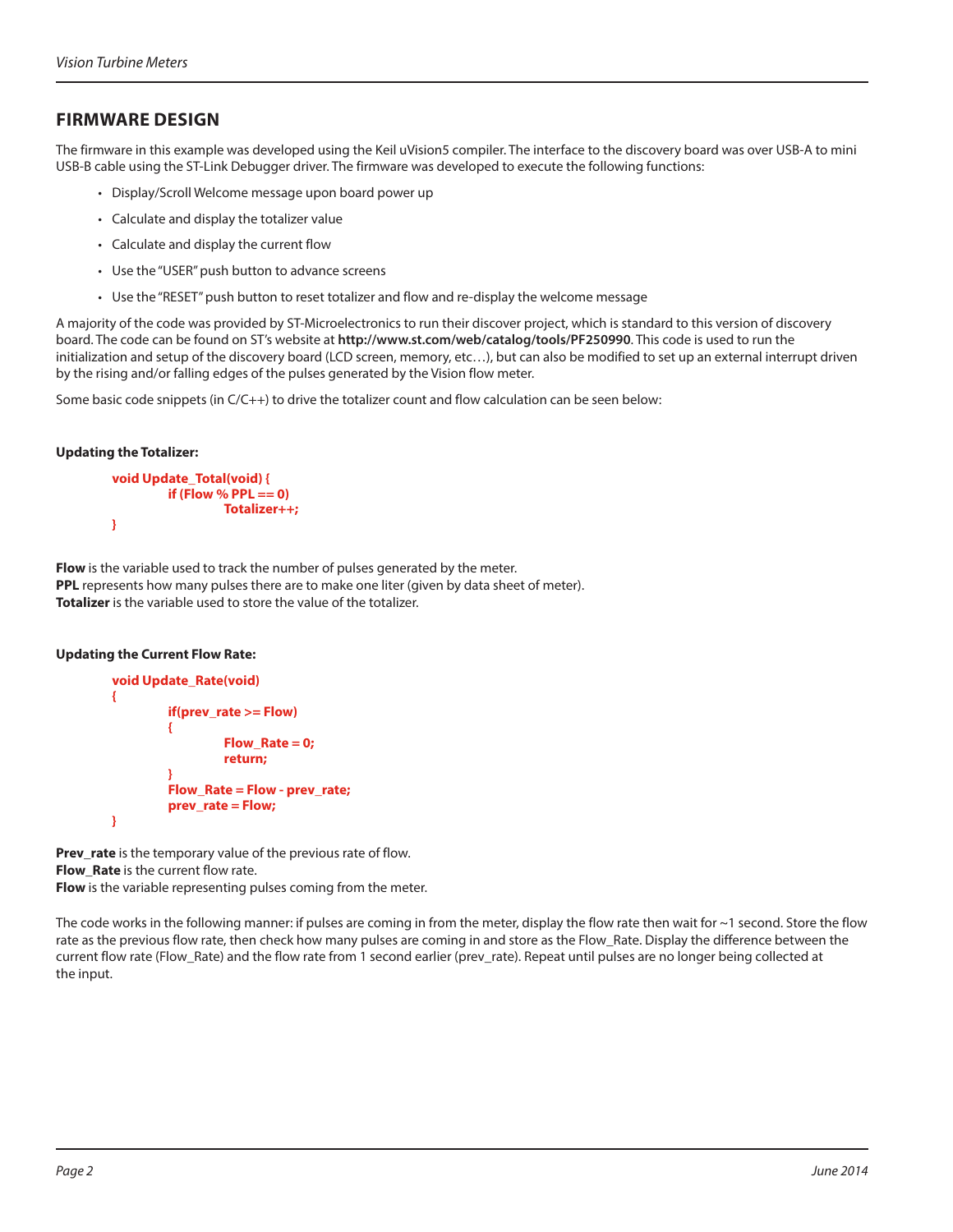## FIRMWARE DESIGN

The firmware in this example was developed using the Keil uVision5 compiler. The interface to the discovery board was over USB-A to mini USB-B cable using the ST-Link Debugger driver. The firmware was developed to execute the following functions:

- Display/Scroll Welcome message upon board power up
- Calculate and display the totalizer value
- Calculate and display the current flow
- Use the "USER" push button to advance screens
- Use the "RESET" push button to reset totalizer and flow and re-display the welcome message

A majority of the code was provided by ST-Microelectronics to run their discover project, which is standard to this version of discovery board. The code can be found on ST's website at **http://www.st.com/web/catalog/tools/PF250990**. This code is used to run the initialization and setup of the discovery board (LCD screen, memory, etc…), but can also be modified to set up an external interrupt driven by the rising and/or falling edges of the pulses generated by the Vision flow meter.

Some basic code snippets (in C/C++) to drive the totalizer count and flow calculation can be seen below:

**Updating the Totalizer:**

```
void Update_Total(void) {
        if (Flow % PPL == 0)
                Totalizer++;
}
```

**Flow** is the variable used to track the number of pulses generated by the meter.
**PPL** represents how many pulses there are to make one liter (given by data sheet of meter).
**Totalizer** is the variable used to store the value of the totalizer.

**Updating the Current Flow Rate:**

```
void Update_Rate(void)
{
        if(prev_rate >= Flow)
        {
                Flow_Rate = 0;
                return;
        }
        Flow_Rate = Flow - prev_rate;
        prev_rate = Flow;
}
```

**Prev_rate** is the temporary value of the previous rate of flow.
**Flow_Rate** is the current flow rate.
**Flow** is the variable representing pulses coming from the meter.

The code works in the following manner: if pulses are coming in from the meter, display the flow rate then wait for ~1 second. Store the flow rate as the previous flow rate, then check how many pulses are coming in and store as the Flow_Rate. Display the difference between the current flow rate (Flow_Rate) and the flow rate from 1 second earlier (prev_rate). Repeat until pulses are no longer being collected at the input.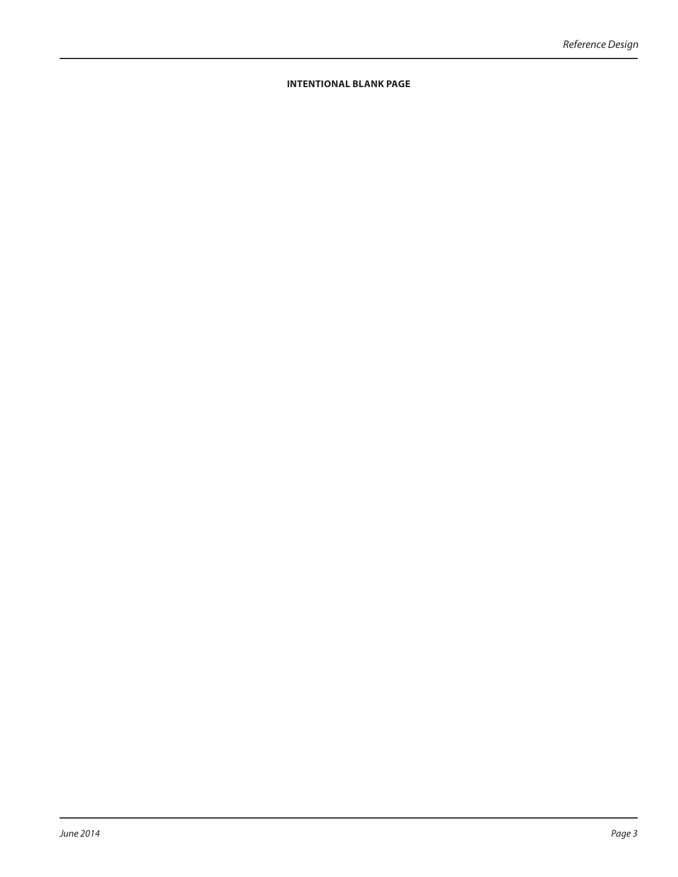**INTENTIONAL BLANK PAGE**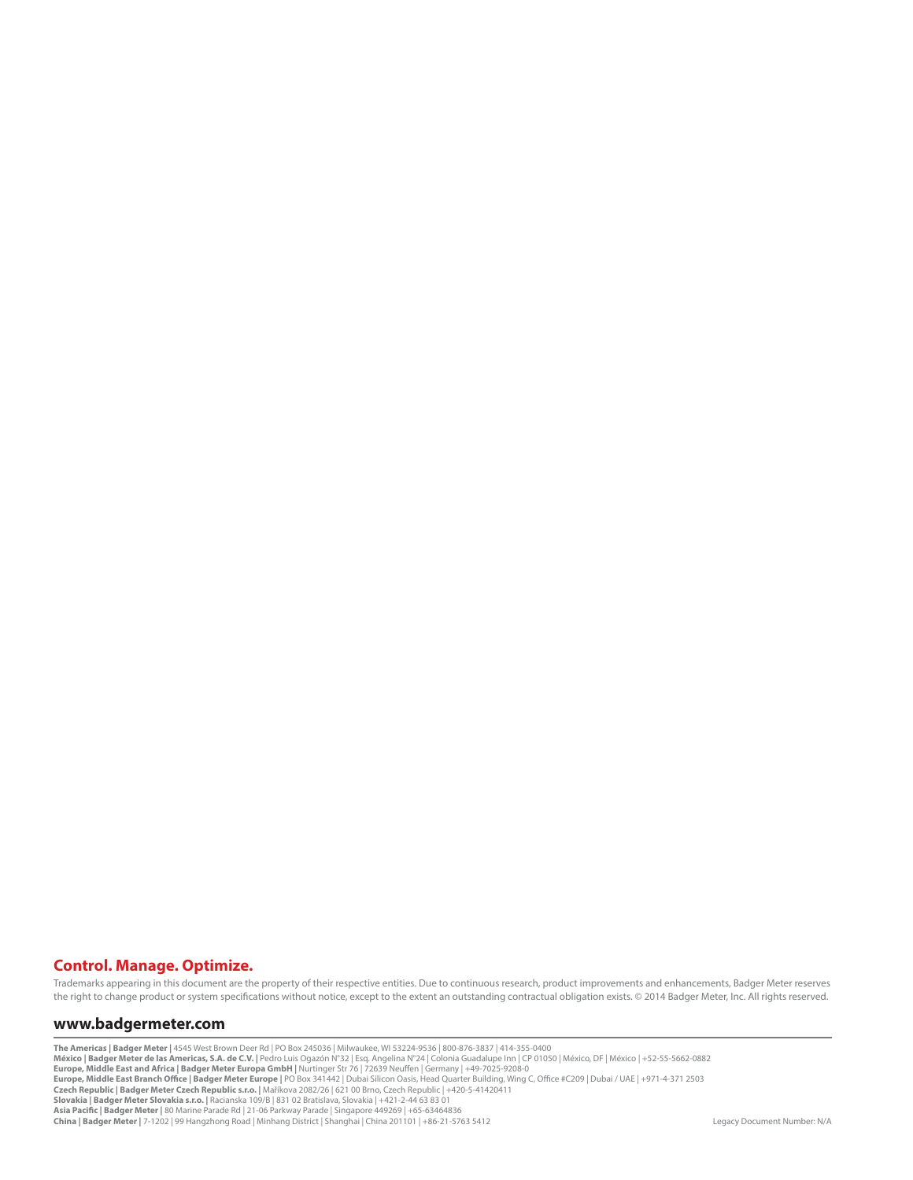## Control. Manage. Optimize.

Trademarks appearing in this document are the property of their respective entities. Due to continuous research, product improvements and enhancements, Badger Meter reserves the right to change product or system specifications without notice, except to the extent an outstanding contractual obligation exists. © 2014 Badger Meter, Inc. All rights reserved.

## www.badgermeter.com

**The Americas | Badger Meter |** 4545 West Brown Deer Rd | PO Box 245036 | Milwaukee, WI 53224-9536 | 800-876-3837 | 414-355-0400
**México | Badger Meter de las Americas, S.A. de C.V. |** Pedro Luis Ogazón N°32 | Esq. Angelina N°24 | Colonia Guadalupe Inn | CP 01050 | México, DF | México | +52-55-5662-0882
**Europe, Middle East and Africa | Badger Meter Europa GmbH |** Nurtinger Str 76 | 72639 Neuffen | Germany | +49-7025-9208-0
**Europe, Middle East Branch Office | Badger Meter Europe |** PO Box 341442 | Dubai Silicon Oasis, Head Quarter Building, Wing C, Office #C209 | Dubai / UAE | +971-4-371 2503
**Czech Republic | Badger Meter Czech Republic s.r.o. |** Maříkova 2082/26 | 621 00 Brno, Czech Republic | +420-5-41420411
**Slovakia | Badger Meter Slovakia s.r.o. |** Racianska 109/B | 831 02 Bratislava, Slovakia | +421-2-44 63 83 01
**Asia Pacific | Badger Meter |** 80 Marine Parade Rd | 21-06 Parkway Parade | Singapore 449269 | +65-63464836
**China | Badger Meter |** 7-1202 | 99 Hangzhong Road | Minhang District | Shanghai | China 201101 | +86-21-5763 5412

Legacy Document Number: N/A